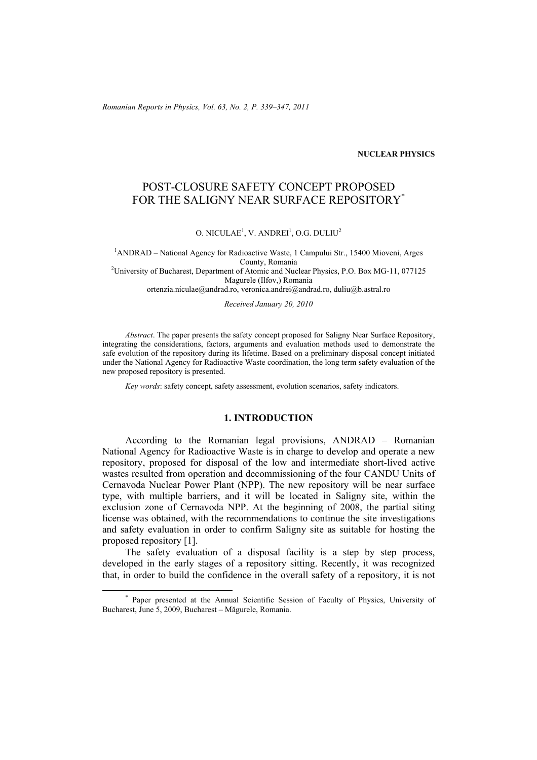NUCLEAR PHYSICS

# POST-CLOSURE SAFETY CONCEPT PROPOSED FOR THE SALIGNY NEAR SURFACE REPOSITORY*

O. NICULAE[1], V. ANDREI[1], O.G. DULIU[2]

[1]ANDRAD – National Agency for Radioactive Waste, 1 Campului Str., 15400 Mioveni, Arges County, Romania
[2]University of Bucharest, Department of Atomic and Nuclear Physics, P.O. Box MG-11, 077125 Magurele (Ilfov,) Romania
ortenzia.niculae@andrad.ro, veronica.andrei@andrad.ro, duliu@b.astral.ro

*Received January 20, 2010*

*Abstract*. The paper presents the safety concept proposed for Saligny Near Surface Repository, integrating the considerations, factors, arguments and evaluation methods used to demonstrate the safe evolution of the repository during its lifetime. Based on a preliminary disposal concept initiated under the National Agency for Radioactive Waste coordination, the long term safety evaluation of the new proposed repository is presented.

*Key words*: safety concept, safety assessment, evolution scenarios, safety indicators.

## 1. INTRODUCTION

According to the Romanian legal provisions, ANDRAD – Romanian National Agency for Radioactive Waste is in charge to develop and operate a new repository, proposed for disposal of the low and intermediate short-lived active wastes resulted from operation and decommissioning of the four CANDU Units of Cernavoda Nuclear Power Plant (NPP). The new repository will be near surface type, with multiple barriers, and it will be located in Saligny site, within the exclusion zone of Cernavoda NPP. At the beginning of 2008, the partial siting license was obtained, with the recommendations to continue the site investigations and safety evaluation in order to confirm Saligny site as suitable for hosting the proposed repository [1].

The safety evaluation of a disposal facility is a step by step process, developed in the early stages of a repository sitting. Recently, it was recognized that, in order to build the confidence in the overall safety of a repository, it is not

* Paper presented at the Annual Scientific Session of Faculty of Physics, University of Bucharest, June 5, 2009, Bucharest – Măgurele, Romania.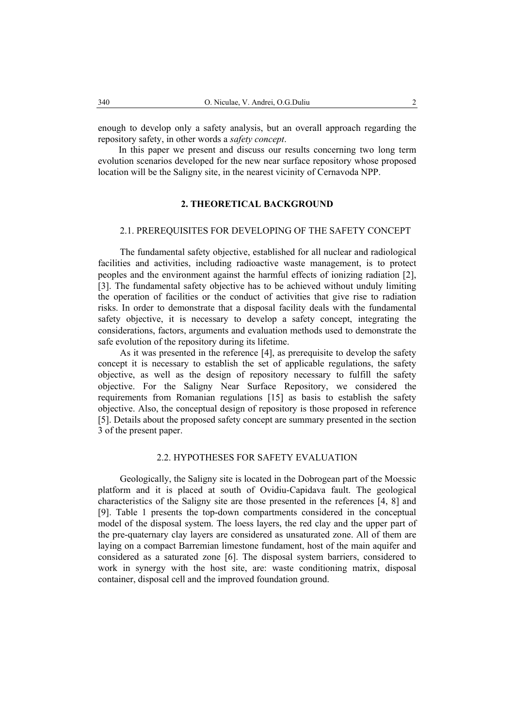enough to develop only a safety analysis, but an overall approach regarding the repository safety, in other words a *safety concept*.

In this paper we present and discuss our results concerning two long term evolution scenarios developed for the new near surface repository whose proposed location will be the Saligny site, in the nearest vicinity of Cernavoda NPP.

## 2. THEORETICAL BACKGROUND

### 2.1. PREREQUISITES FOR DEVELOPING OF THE SAFETY CONCEPT

The fundamental safety objective, established for all nuclear and radiological facilities and activities, including radioactive waste management, is to protect peoples and the environment against the harmful effects of ionizing radiation [2], [3]. The fundamental safety objective has to be achieved without unduly limiting the operation of facilities or the conduct of activities that give rise to radiation risks. In order to demonstrate that a disposal facility deals with the fundamental safety objective, it is necessary to develop a safety concept, integrating the considerations, factors, arguments and evaluation methods used to demonstrate the safe evolution of the repository during its lifetime.

As it was presented in the reference [4], as prerequisite to develop the safety concept it is necessary to establish the set of applicable regulations, the safety objective, as well as the design of repository necessary to fulfill the safety objective. For the Saligny Near Surface Repository, we considered the requirements from Romanian regulations [15] as basis to establish the safety objective. Also, the conceptual design of repository is those proposed in reference [5]. Details about the proposed safety concept are summary presented in the section 3 of the present paper.

### 2.2. HYPOTHESES FOR SAFETY EVALUATION

Geologically, the Saligny site is located in the Dobrogean part of the Moessic platform and it is placed at south of Ovidiu-Capidava fault. The geological characteristics of the Saligny site are those presented in the references [4, 8] and [9]. Table 1 presents the top-down compartments considered in the conceptual model of the disposal system. The loess layers, the red clay and the upper part of the pre-quaternary clay layers are considered as unsaturated zone. All of them are laying on a compact Barremian limestone fundament, host of the main aquifer and considered as a saturated zone [6]. The disposal system barriers, considered to work in synergy with the host site, are: waste conditioning matrix, disposal container, disposal cell and the improved foundation ground.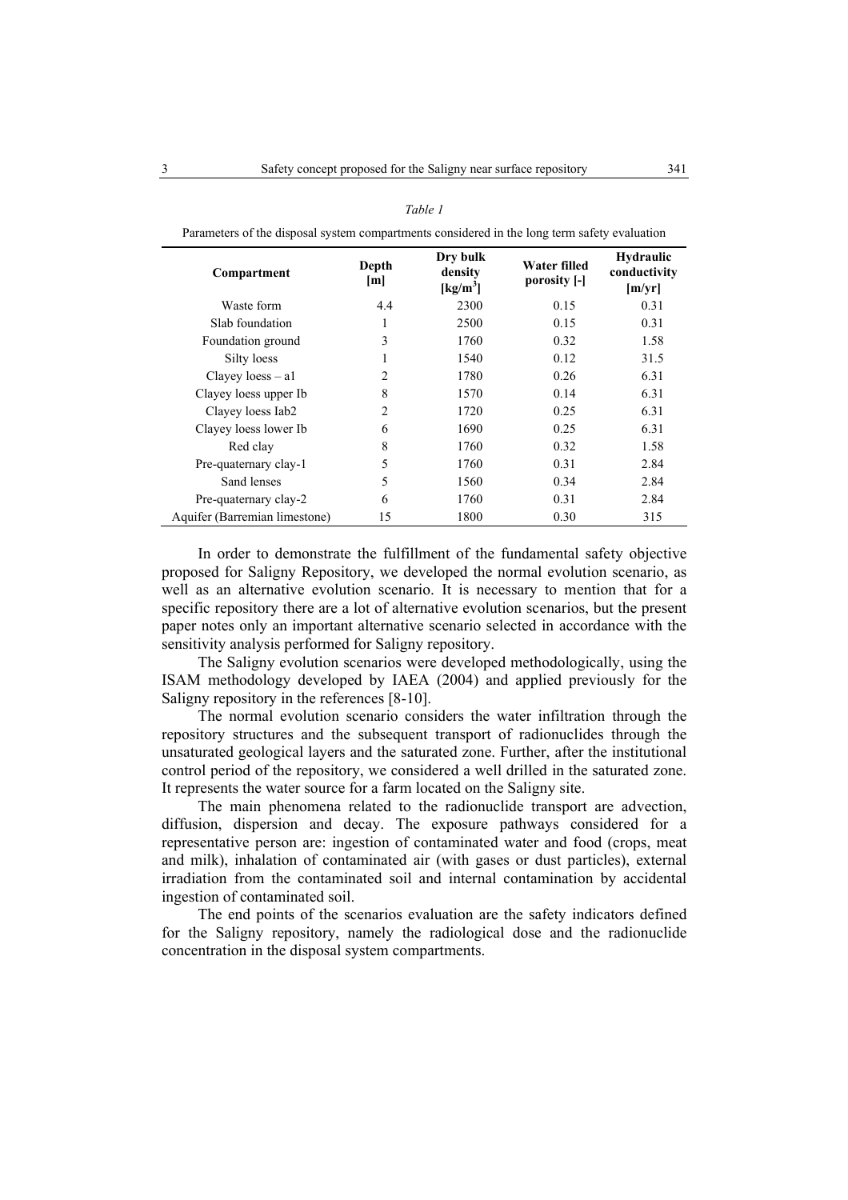*Table 1*

Parameters of the disposal system compartments considered in the long term safety evaluation

| Compartment | Depth [m] | Dry bulk density [kg/m$^3$] | Water filled porosity [-] | Hydraulic conductivity [m/yr] |
|---|---|---|---|---|
| Waste form | 4.4 | 2300 | 0.15 | 0.31 |
| Slab foundation | 1 | 2500 | 0.15 | 0.31 |
| Foundation ground | 3 | 1760 | 0.32 | 1.58 |
| Silty loess | 1 | 1540 | 0.12 | 31.5 |
| Clayey loess – a1 | 2 | 1780 | 0.26 | 6.31 |
| Clayey loess upper Ib | 8 | 1570 | 0.14 | 6.31 |
| Clayey loess Iab2 | 2 | 1720 | 0.25 | 6.31 |
| Clayey loess lower Ib | 6 | 1690 | 0.25 | 6.31 |
| Red clay | 8 | 1760 | 0.32 | 1.58 |
| Pre-quaternary clay-1 | 5 | 1760 | 0.31 | 2.84 |
| Sand lenses | 5 | 1560 | 0.34 | 2.84 |
| Pre-quaternary clay-2 | 6 | 1760 | 0.31 | 2.84 |
| Aquifer (Barremian limestone) | 15 | 1800 | 0.30 | 315 |

In order to demonstrate the fulfillment of the fundamental safety objective proposed for Saligny Repository, we developed the normal evolution scenario, as well as an alternative evolution scenario. It is necessary to mention that for a specific repository there are a lot of alternative evolution scenarios, but the present paper notes only an important alternative scenario selected in accordance with the sensitivity analysis performed for Saligny repository.

The Saligny evolution scenarios were developed methodologically, using the ISAM methodology developed by IAEA (2004) and applied previously for the Saligny repository in the references [8-10].

The normal evolution scenario considers the water infiltration through the repository structures and the subsequent transport of radionuclides through the unsaturated geological layers and the saturated zone. Further, after the institutional control period of the repository, we considered a well drilled in the saturated zone. It represents the water source for a farm located on the Saligny site.

The main phenomena related to the radionuclide transport are advection, diffusion, dispersion and decay. The exposure pathways considered for a representative person are: ingestion of contaminated water and food (crops, meat and milk), inhalation of contaminated air (with gases or dust particles), external irradiation from the contaminated soil and internal contamination by accidental ingestion of contaminated soil.

The end points of the scenarios evaluation are the safety indicators defined for the Saligny repository, namely the radiological dose and the radionuclide concentration in the disposal system compartments.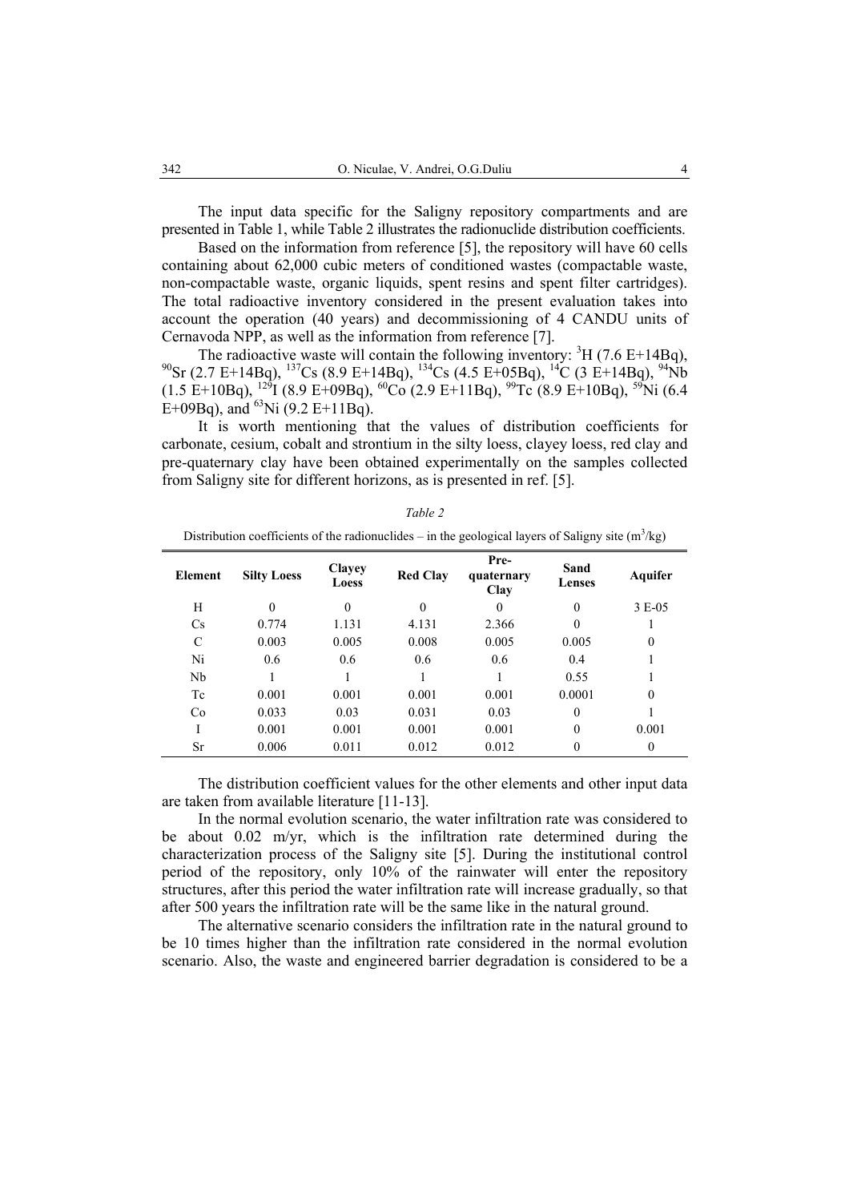The input data specific for the Saligny repository compartments and are presented in Table 1, while Table 2 illustrates the radionuclide distribution coefficients.

Based on the information from reference [5], the repository will have 60 cells containing about 62,000 cubic meters of conditioned wastes (compactable waste, non-compactable waste, organic liquids, spent resins and spent filter cartridges). The total radioactive inventory considered in the present evaluation takes into account the operation (40 years) and decommissioning of 4 CANDU units of Cernavoda NPP, as well as the information from reference [7].

The radioactive waste will contain the following inventory: $^{3}$H (7.6 E+14Bq), $^{90}$Sr (2.7 E+14Bq), $^{137}$Cs (8.9 E+14Bq), $^{134}$Cs (4.5 E+05Bq), $^{14}$C (3 E+14Bq), $^{94}$Nb (1.5 E+10Bq), $^{129}$I (8.9 E+09Bq), $^{60}$Co (2.9 E+11Bq), $^{99}$Tc (8.9 E+10Bq), $^{59}$Ni (6.4 E+09Bq), and $^{63}$Ni (9.2 E+11Bq).

It is worth mentioning that the values of distribution coefficients for carbonate, cesium, cobalt and strontium in the silty loess, clayey loess, red clay and pre-quaternary clay have been obtained experimentally on the samples collected from Saligny site for different horizons, as is presented in ref. [5].

*Table 2*

Distribution coefficients of the radionuclides – in the geological layers of Saligny site ($m^3$/kg)

| Element | Silty Loess | Clayey Loess | Red Clay | Pre-quaternary Clay | Sand Lenses | Aquifer |
|---|---|---|---|---|---|---|
| H | 0 | 0 | 0 | 0 | 0 | 3 E-05 |
| Cs | 0.774 | 1.131 | 4.131 | 2.366 | 0 | 1 |
| C | 0.003 | 0.005 | 0.008 | 0.005 | 0.005 | 0 |
| Ni | 0.6 | 0.6 | 0.6 | 0.6 | 0.4 | 1 |
| Nb | 1 | 1 | 1 | 1 | 0.55 | 1 |
| Tc | 0.001 | 0.001 | 0.001 | 0.001 | 0.0001 | 0 |
| Co | 0.033 | 0.03 | 0.031 | 0.03 | 0 | 1 |
| I | 0.001 | 0.001 | 0.001 | 0.001 | 0 | 0.001 |
| Sr | 0.006 | 0.011 | 0.012 | 0.012 | 0 | 0 |

The distribution coefficient values for the other elements and other input data are taken from available literature [11-13].

In the normal evolution scenario, the water infiltration rate was considered to be about 0.02 m/yr, which is the infiltration rate determined during the characterization process of the Saligny site [5]. During the institutional control period of the repository, only 10% of the rainwater will enter the repository structures, after this period the water infiltration rate will increase gradually, so that after 500 years the infiltration rate will be the same like in the natural ground.

The alternative scenario considers the infiltration rate in the natural ground to be 10 times higher than the infiltration rate considered in the normal evolution scenario. Also, the waste and engineered barrier degradation is considered to be a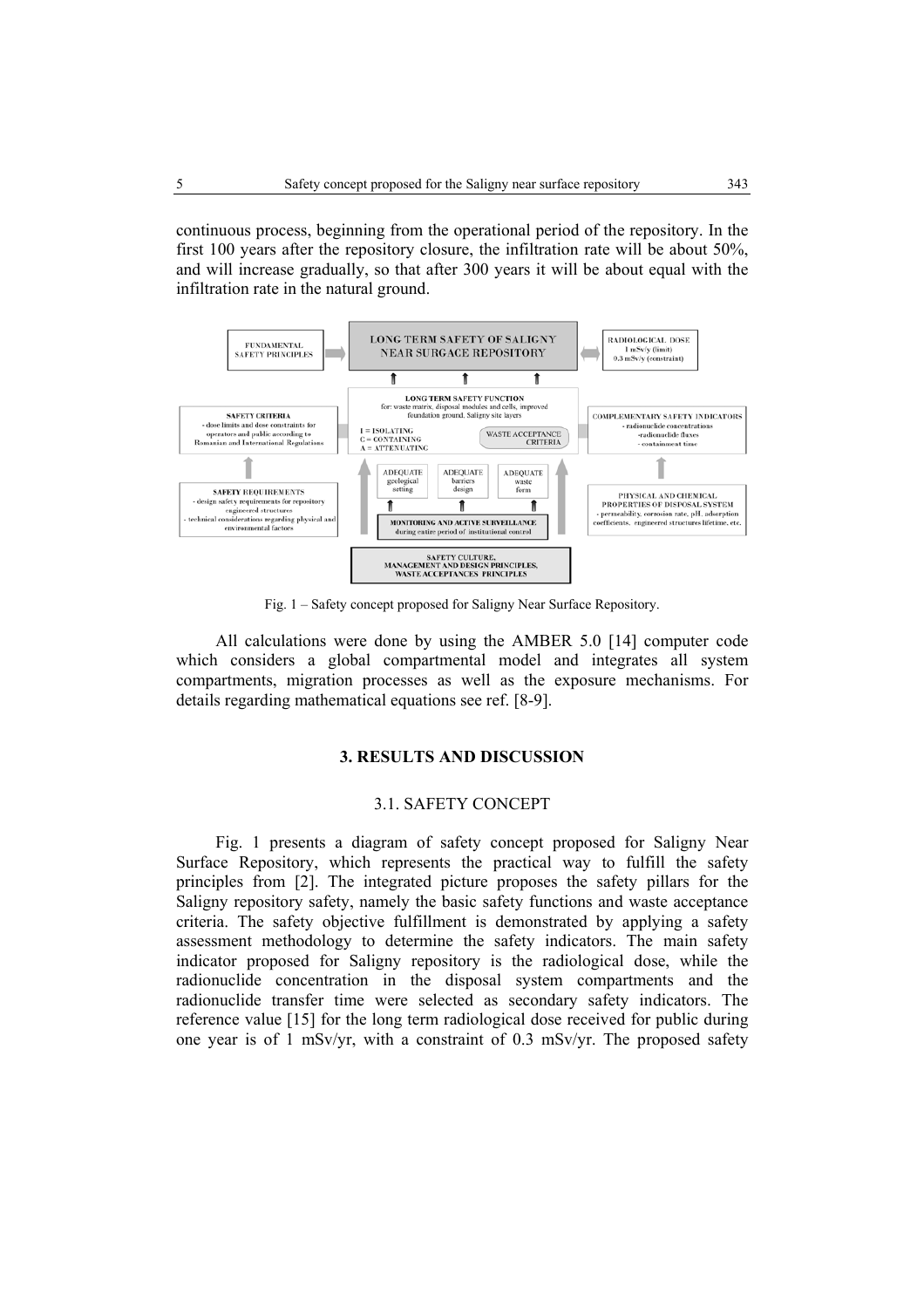continuous process, beginning from the operational period of the repository. In the first 100 years after the repository closure, the infiltration rate will be about 50%, and will increase gradually, so that after 300 years it will be about equal with the infiltration rate in the natural ground.

Fig. 1 – Safety concept proposed for Saligny Near Surface Repository.

All calculations were done by using the AMBER 5.0 [14] computer code which considers a global compartmental model and integrates all system compartments, migration processes as well as the exposure mechanisms. For details regarding mathematical equations see ref. [8-9].

## 3. RESULTS AND DISCUSSION

### 3.1. SAFETY CONCEPT

Fig. 1 presents a diagram of safety concept proposed for Saligny Near Surface Repository, which represents the practical way to fulfill the safety principles from [2]. The integrated picture proposes the safety pillars for the Saligny repository safety, namely the basic safety functions and waste acceptance criteria. The safety objective fulfillment is demonstrated by applying a safety assessment methodology to determine the safety indicators. The main safety indicator proposed for Saligny repository is the radiological dose, while the radionuclide concentration in the disposal system compartments and the radionuclide transfer time were selected as secondary safety indicators. The reference value [15] for the long term radiological dose received for public during one year is of 1 mSv/yr, with a constraint of 0.3 mSv/yr. The proposed safety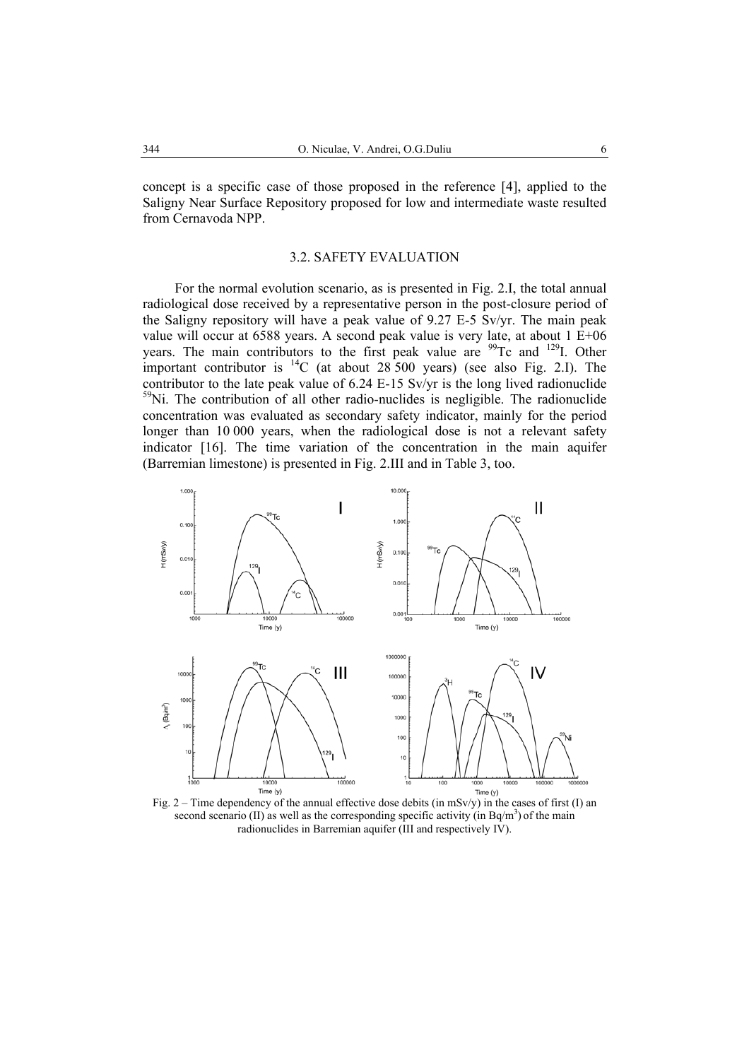concept is a specific case of those proposed in the reference [4], applied to the Saligny Near Surface Repository proposed for low and intermediate waste resulted from Cernavoda NPP.

### 3.2. SAFETY EVALUATION

For the normal evolution scenario, as is presented in Fig. 2.I, the total annual radiological dose received by a representative person in the post-closure period of the Saligny repository will have a peak value of 9.27 E-5 Sv/yr. The main peak value will occur at 6588 years. A second peak value is very late, at about 1 E+06 years. The main contributors to the first peak value are $^{99}$Tc and $^{129}$I. Other important contributor is $^{14}$C (at about 28 500 years) (see also Fig. 2.I). The contributor to the late peak value of 6.24 E-15 Sv/yr is the long lived radionuclide $^{59}$Ni. The contribution of all other radio-nuclides is negligible. The radionuclide concentration was evaluated as secondary safety indicator, mainly for the period longer than 10 000 years, when the radiological dose is not a relevant safety indicator [16]. The time variation of the concentration in the main aquifer (Barremian limestone) is presented in Fig. 2.III and in Table 3, too.

Fig. 2 – Time dependency of the annual effective dose debits (in mSv/y) in the cases of first (I) an second scenario (II) as well as the corresponding specific activity (in Bq/m$^3$) of the main radionuclides in Barremian aquifer (III and respectively IV).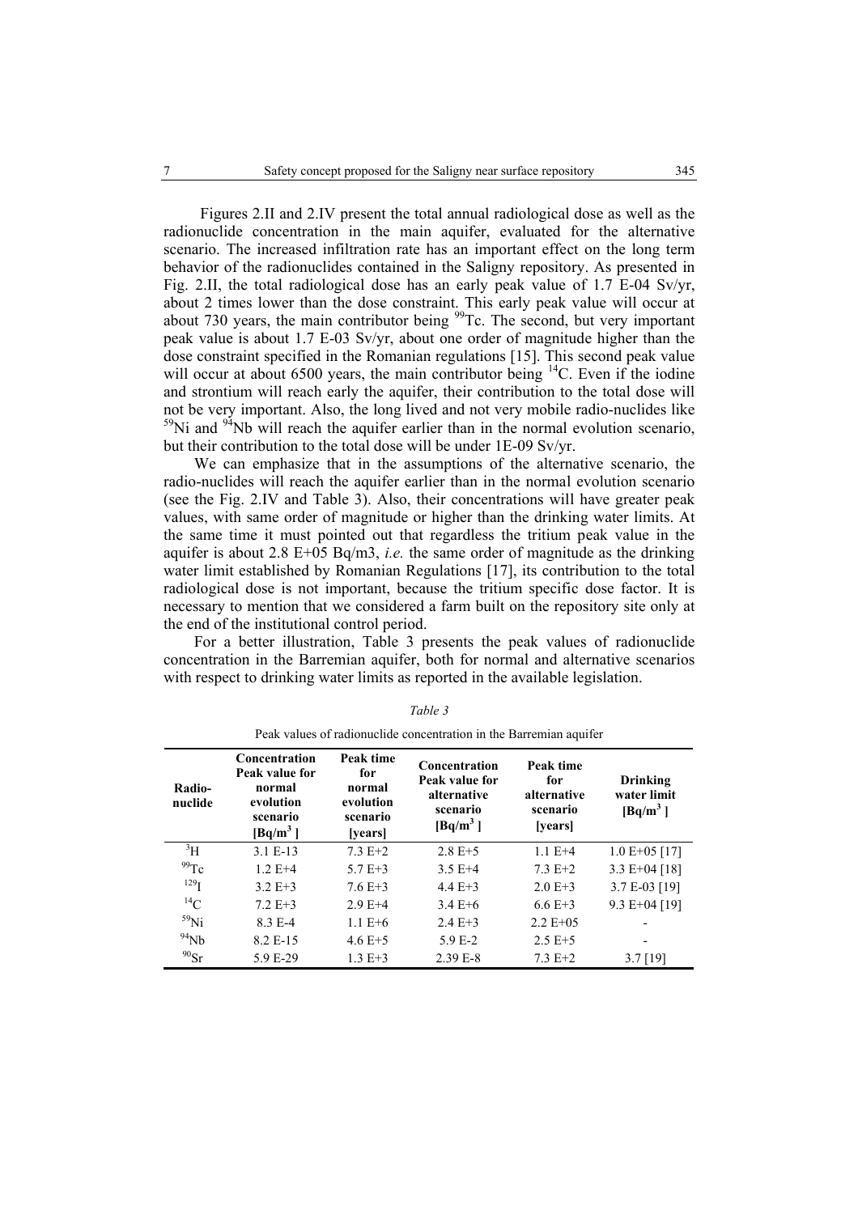Figures 2.II and 2.IV present the total annual radiological dose as well as the radionuclide concentration in the main aquifer, evaluated for the alternative scenario. The increased infiltration rate has an important effect on the long term behavior of the radionuclides contained in the Saligny repository. As presented in Fig. 2.II, the total radiological dose has an early peak value of 1.7 E-04 Sv/yr, about 2 times lower than the dose constraint. This early peak value will occur at about 730 years, the main contributor being $^{99}$Tc. The second, but very important peak value is about 1.7 E-03 Sv/yr, about one order of magnitude higher than the dose constraint specified in the Romanian regulations [15]. This second peak value will occur at about 6500 years, the main contributor being $^{14}$C. Even if the iodine and strontium will reach early the aquifer, their contribution to the total dose will not be very important. Also, the long lived and not very mobile radio-nuclides like $^{59}$Ni and $^{94}$Nb will reach the aquifer earlier than in the normal evolution scenario, but their contribution to the total dose will be under 1E-09 Sv/yr.

We can emphasize that in the assumptions of the alternative scenario, the radio-nuclides will reach the aquifer earlier than in the normal evolution scenario (see the Fig. 2.IV and Table 3). Also, their concentrations will have greater peak values, with same order of magnitude or higher than the drinking water limits. At the same time it must pointed out that regardless the tritium peak value in the aquifer is about 2.8 E+05 Bq/m3, *i.e.* the same order of magnitude as the drinking water limit established by Romanian Regulations [17], its contribution to the total radiological dose is not important, because the tritium specific dose factor. It is necessary to mention that we considered a farm built on the repository site only at the end of the institutional control period.

For a better illustration, Table 3 presents the peak values of radionuclide concentration in the Barremian aquifer, both for normal and alternative scenarios with respect to drinking water limits as reported in the available legislation.

*Table 3*

Peak values of radionuclide concentration in the Barremian aquifer

| Radio-nuclide | Concentration Peak value for normal evolution scenario [Bq/m$^3$] | Peak time for normal evolution scenario [years] | Concentration Peak value for alternative scenario [Bq/m$^3$] | Peak time for alternative scenario [years] | Drinking water limit [Bq/m$^3$] |
|---|---|---|---|---|---|
| $^{3}$H | 3.1 E-13 | 7.3 E+2 | 2.8 E+5 | 1.1 E+4 | 1.0 E+05 [17] |
| $^{99}$Tc | 1.2 E+4 | 5.7 E+3 | 3.5 E+4 | 7.3 E+2 | 3.3 E+04 [18] |
| $^{129}$I | 3.2 E+3 | 7.6 E+3 | 4.4 E+3 | 2.0 E+3 | 3.7 E-03 [19] |
| $^{14}$C | 7.2 E+3 | 2.9 E+4 | 3.4 E+6 | 6.6 E+3 | 9.3 E+04 [19] |
| $^{59}$Ni | 8.3 E-4 | 1.1 E+6 | 2.4 E+3 | 2.2 E+05 | - |
| $^{94}$Nb | 8.2 E-15 | 4.6 E+5 | 5.9 E-2 | 2.5 E+5 | - |
| $^{90}$Sr | 5.9 E-29 | 1.3 E+3 | 2.39 E-8 | 7.3 E+2 | 3.7 [19] |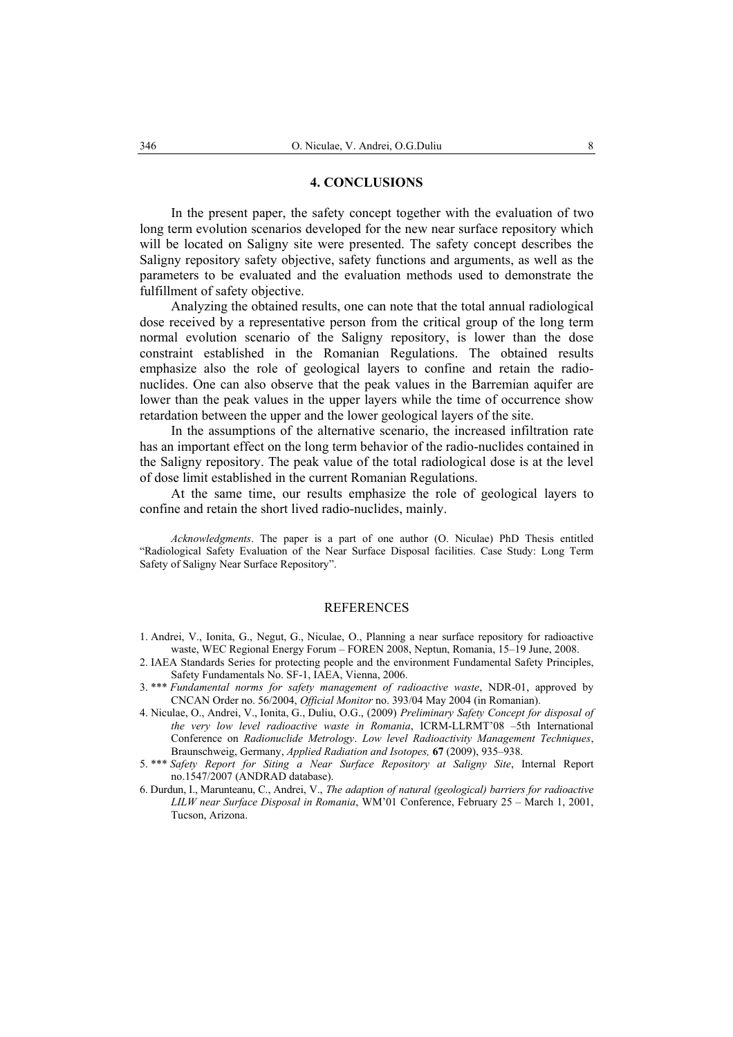## 4. CONCLUSIONS

In the present paper, the safety concept together with the evaluation of two long term evolution scenarios developed for the new near surface repository which will be located on Saligny site were presented. The safety concept describes the Saligny repository safety objective, safety functions and arguments, as well as the parameters to be evaluated and the evaluation methods used to demonstrate the fulfillment of safety objective.

Analyzing the obtained results, one can note that the total annual radiological dose received by a representative person from the critical group of the long term normal evolution scenario of the Saligny repository, is lower than the dose constraint established in the Romanian Regulations. The obtained results emphasize also the role of geological layers to confine and retain the radio-nuclides. One can also observe that the peak values in the Barremian aquifer are lower than the peak values in the upper layers while the time of occurrence show retardation between the upper and the lower geological layers of the site.

In the assumptions of the alternative scenario, the increased infiltration rate has an important effect on the long term behavior of the radio-nuclides contained in the Saligny repository. The peak value of the total radiological dose is at the level of dose limit established in the current Romanian Regulations.

At the same time, our results emphasize the role of geological layers to confine and retain the short lived radio-nuclides, mainly.

*Acknowledgments*. The paper is a part of one author (O. Niculae) PhD Thesis entitled "Radiological Safety Evaluation of the Near Surface Disposal facilities. Case Study: Long Term Safety of Saligny Near Surface Repository".

## REFERENCES

1. Andrei, V., Ionita, G., Negut, G., Niculae, O., Planning a near surface repository for radioactive waste, WEC Regional Energy Forum – FOREN 2008, Neptun, Romania, 15–19 June, 2008.
2. IAEA Standards Series for protecting people and the environment Fundamental Safety Principles, Safety Fundamentals No. SF-1, IAEA, Vienna, 2006.
3. *** *Fundamental norms for safety management of radioactive waste*, NDR-01, approved by CNCAN Order no. 56/2004, *Official Monitor* no. 393/04 May 2004 (in Romanian).
4. Niculae, O., Andrei, V., Ionita, G., Duliu, O.G., (2009) *Preliminary Safety Concept for disposal of the very low level radioactive waste in Romania*, ICRM-LLRMT'08 –5th International Conference on *Radionuclide Metrology*. *Low level Radioactivity Management Techniques*, Braunschweig, Germany, *Applied Radiation and Isotopes,* **67** (2009), 935–938.
5. *** *Safety Report for Siting a Near Surface Repository at Saligny Site*, Internal Report no.1547/2007 (ANDRAD database).
6. Durdun, I., Marunteanu, C., Andrei, V., *The adaption of natural (geological) barriers for radioactive LILW near Surface Disposal in Romania*, WM'01 Conference, February 25 – March 1, 2001, Tucson, Arizona.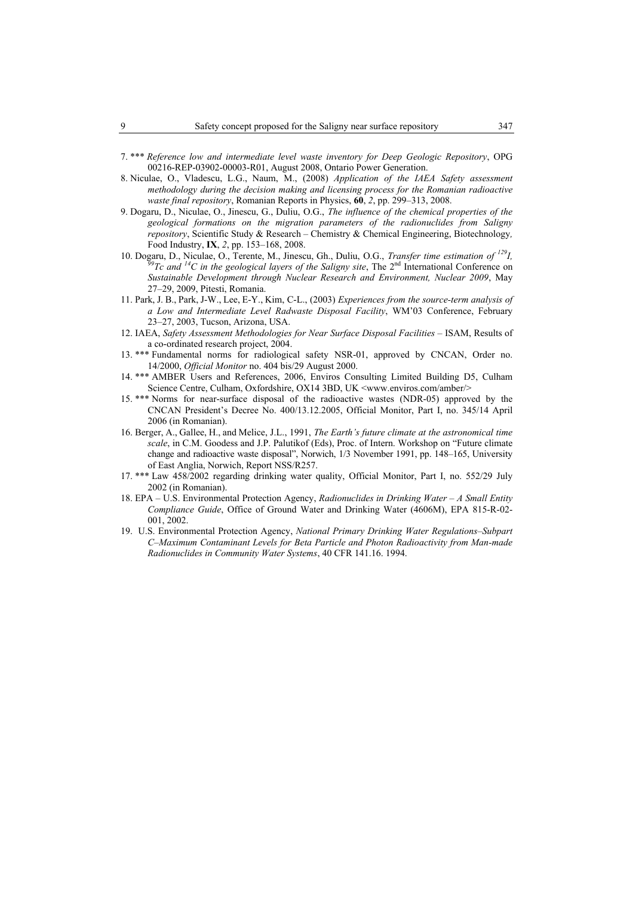7. *** *Reference low and intermediate level waste inventory for Deep Geologic Repository*, OPG 00216-REP-03902-00003-R01, August 2008, Ontario Power Generation.
8. Niculae, O., Vladescu, L.G., Naum, M., (2008) *Application of the IAEA Safety assessment methodology during the decision making and licensing process for the Romanian radioactive waste final repository*, Romanian Reports in Physics, **60**, *2*, pp. 299–313, 2008.
9. Dogaru, D., Niculae, O., Jinescu, G., Duliu, O.G., *The influence of the chemical properties of the geological formations on the migration parameters of the radionuclides from Saligny repository*, Scientific Study & Research – Chemistry & Chemical Engineering, Biotechnology, Food Industry, **IX**, *2*, pp. 153–168, 2008.
10. Dogaru, D., Niculae, O., Terente, M., Jinescu, Gh., Duliu, O.G., *Transfer time estimation of $^{129}I$, $^{99}Tc$ and $^{14}C$ in the geological layers of the Saligny site*, The 2nd International Conference on *Sustainable Development through Nuclear Research and Environment, Nuclear 2009*, May 27–29, 2009, Pitesti, Romania.
11. Park, J. B., Park, J-W., Lee, E-Y., Kim, C-L., (2003) *Experiences from the source-term analysis of a Low and Intermediate Level Radwaste Disposal Facility*, WM'03 Conference, February 23–27, 2003, Tucson, Arizona, USA.
12. IAEA, *Safety Assessment Methodologies for Near Surface Disposal Facilities* – ISAM, Results of a co-ordinated research project, 2004.
13. *** Fundamental norms for radiological safety NSR-01, approved by CNCAN, Order no. 14/2000, *Official Monitor* no. 404 bis/29 August 2000.
14. *** AMBER Users and References, 2006, Enviros Consulting Limited Building D5, Culham Science Centre, Culham, Oxfordshire, OX14 3BD, UK <www.enviros.com/amber/>
15. *** Norms for near-surface disposal of the radioactive wastes (NDR-05) approved by the CNCAN President's Decree No. 400/13.12.2005, Official Monitor, Part I, no. 345/14 April 2006 (in Romanian).
16. Berger, A., Gallee, H., and Melice, J.L., 1991, *The Earth's future climate at the astronomical time scale*, in C.M. Goodess and J.P. Palutikof (Eds), Proc. of Intern. Workshop on "Future climate change and radioactive waste disposal", Norwich, 1/3 November 1991, pp. 148–165, University of East Anglia, Norwich, Report NSS/R257.
17. *** Law 458/2002 regarding drinking water quality, Official Monitor, Part I, no. 552/29 July 2002 (in Romanian).
18. EPA – U.S. Environmental Protection Agency, *Radionuclides in Drinking Water – A Small Entity Compliance Guide*, Office of Ground Water and Drinking Water (4606M), EPA 815-R-02-001, 2002.
19. U.S. Environmental Protection Agency, *National Primary Drinking Water Regulations–Subpart C–Maximum Contaminant Levels for Beta Particle and Photon Radioactivity from Man-made Radionuclides in Community Water Systems*, 40 CFR 141.16. 1994.